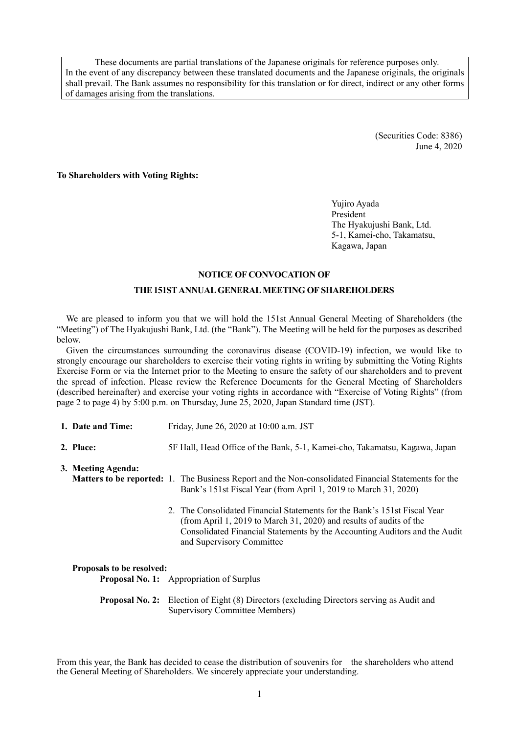> These documents are partial translations of the Japanese originals for reference purposes only. In the event of any discrepancy between these translated documents and the Japanese originals, the originals shall prevail. The Bank assumes no responsibility for this translation or for direct, indirect or any other forms of damages arising from the translations.

(Securities Code: 8386)
June 4, 2020

**To Shareholders with Voting Rights:**

Yujiro Ayada
President
The Hyakujushi Bank, Ltd.
5-1, Kamei-cho, Takamatsu,
Kagawa, Japan

# NOTICE OF CONVOCATION OF
# THE 151ST ANNUAL GENERAL MEETING OF SHAREHOLDERS

We are pleased to inform you that we will hold the 151st Annual General Meeting of Shareholders (the "Meeting") of The Hyakujushi Bank, Ltd. (the "Bank"). The Meeting will be held for the purposes as described below.

Given the circumstances surrounding the coronavirus disease (COVID-19) infection, we would like to strongly encourage our shareholders to exercise their voting rights in writing by submitting the Voting Rights Exercise Form or via the Internet prior to the Meeting to ensure the safety of our shareholders and to prevent the spread of infection. Please review the Reference Documents for the General Meeting of Shareholders (described hereinafter) and exercise your voting rights in accordance with "Exercise of Voting Rights" (from page 2 to page 4) by 5:00 p.m. on Thursday, June 25, 2020, Japan Standard time (JST).

**1. Date and Time:** Friday, June 26, 2020 at 10:00 a.m. JST

**2. Place:** 5F Hall, Head Office of the Bank, 5-1, Kamei-cho, Takamatsu, Kagawa, Japan

**3. Meeting Agenda:**

**Matters to be reported:**

1. The Business Report and the Non-consolidated Financial Statements for the Bank's 151st Fiscal Year (from April 1, 2019 to March 31, 2020)
2. The Consolidated Financial Statements for the Bank's 151st Fiscal Year (from April 1, 2019 to March 31, 2020) and results of audits of the Consolidated Financial Statements by the Accounting Auditors and the Audit and Supervisory Committee

**Proposals to be resolved:**

**Proposal No. 1:** Appropriation of Surplus

**Proposal No. 2:** Election of Eight (8) Directors (excluding Directors serving as Audit and Supervisory Committee Members)

From this year, the Bank has decided to cease the distribution of souvenirs for the shareholders who attend the General Meeting of Shareholders. We sincerely appreciate your understanding.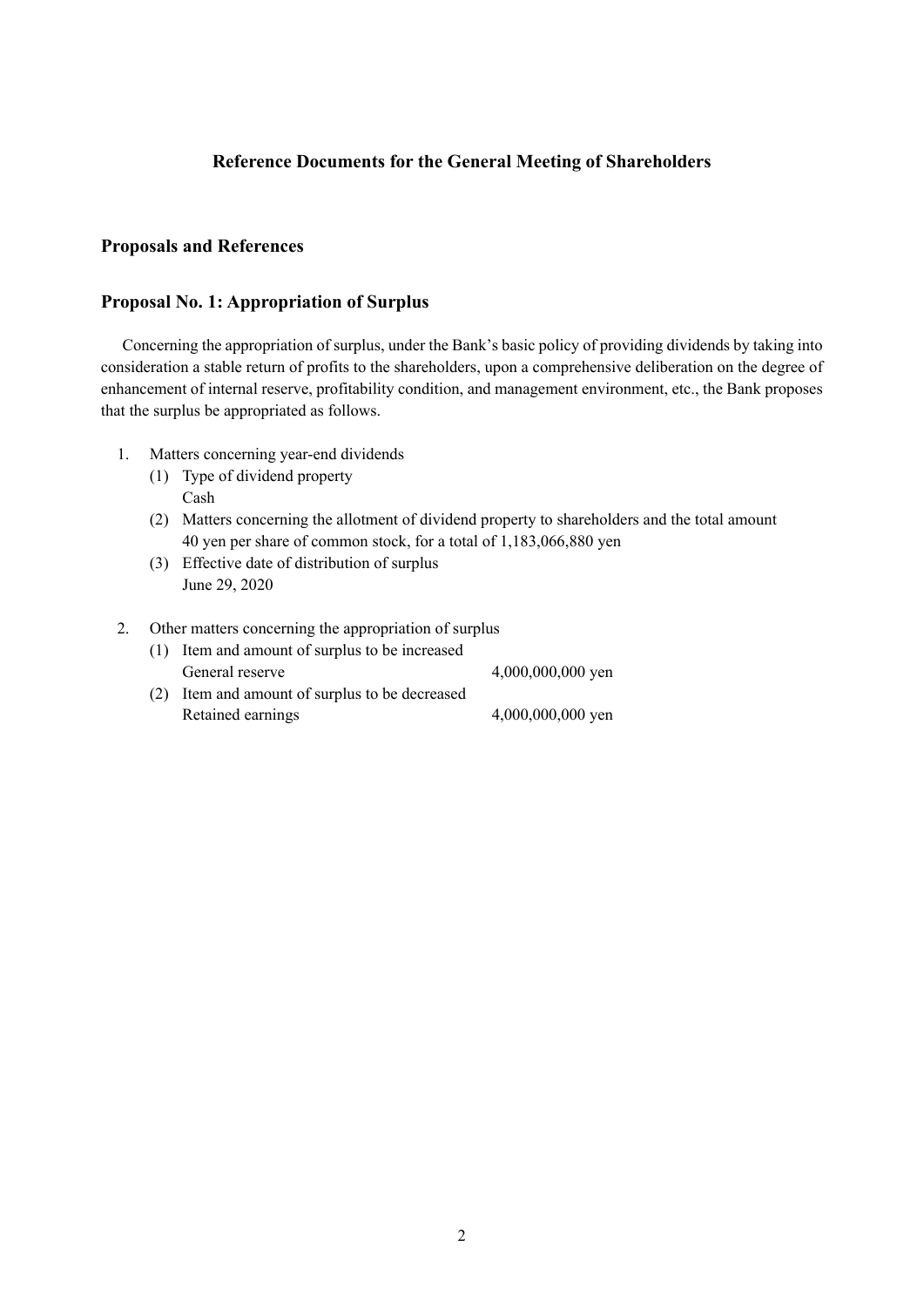# Reference Documents for the General Meeting of Shareholders

## Proposals and References

### Proposal No. 1: Appropriation of Surplus

Concerning the appropriation of surplus, under the Bank's basic policy of providing dividends by taking into consideration a stable return of profits to the shareholders, upon a comprehensive deliberation on the degree of enhancement of internal reserve, profitability condition, and management environment, etc., the Bank proposes that the surplus be appropriated as follows.

1. Matters concerning year-end dividends
   (1) Type of dividend property
       Cash
   (2) Matters concerning the allotment of dividend property to shareholders and the total amount
       40 yen per share of common stock, for a total of 1,183,066,880 yen
   (3) Effective date of distribution of surplus
       June 29, 2020

2. Other matters concerning the appropriation of surplus
   (1) Item and amount of surplus to be increased
       General reserve 4,000,000,000 yen
   (2) Item and amount of surplus to be decreased
       Retained earnings 4,000,000,000 yen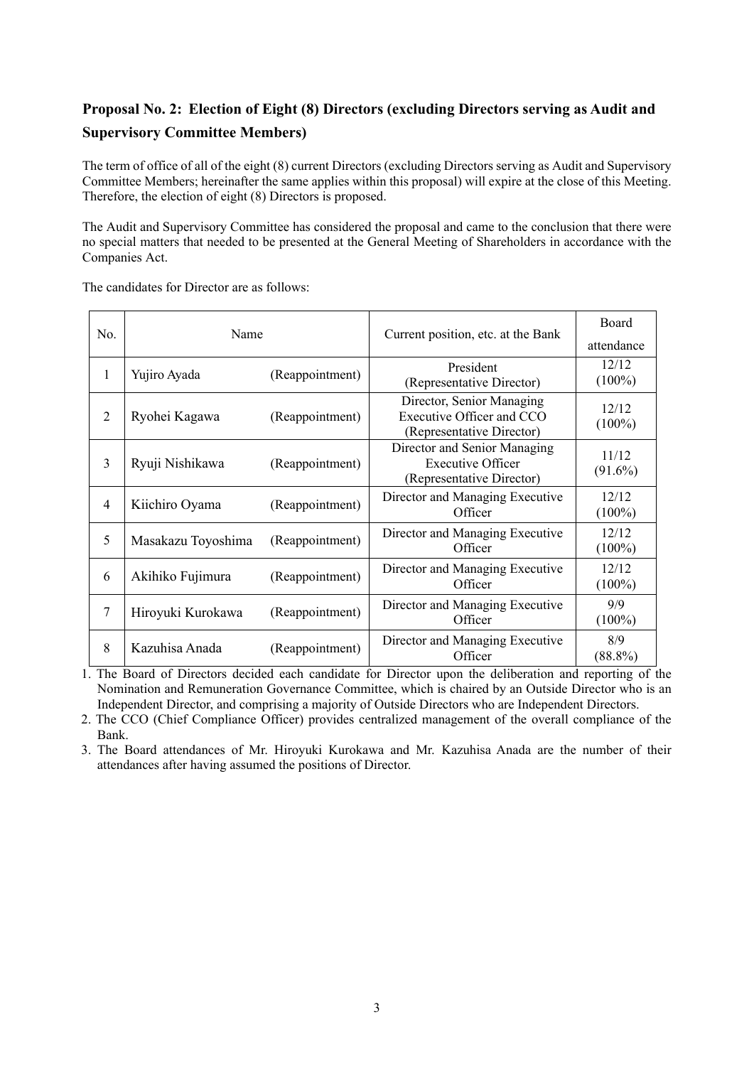## Proposal No. 2: Election of Eight (8) Directors (excluding Directors serving as Audit and Supervisory Committee Members)

The term of office of all of the eight (8) current Directors (excluding Directors serving as Audit and Supervisory Committee Members; hereinafter the same applies within this proposal) will expire at the close of this Meeting. Therefore, the election of eight (8) Directors is proposed.

The Audit and Supervisory Committee has considered the proposal and came to the conclusion that there were no special matters that needed to be presented at the General Meeting of Shareholders in accordance with the Companies Act.

The candidates for Director are as follows:

| No. | Name | | Current position, etc. at the Bank | Board attendance |
|---|---|---|---|---|
| 1 | Yujiro Ayada | (Reappointment) | President (Representative Director) | 12/12 (100%) |
| 2 | Ryohei Kagawa | (Reappointment) | Director, Senior Managing Executive Officer and CCO (Representative Director) | 12/12 (100%) |
| 3 | Ryuji Nishikawa | (Reappointment) | Director and Senior Managing Executive Officer (Representative Director) | 11/12 (91.6%) |
| 4 | Kiichiro Oyama | (Reappointment) | Director and Managing Executive Officer | 12/12 (100%) |
| 5 | Masakazu Toyoshima | (Reappointment) | Director and Managing Executive Officer | 12/12 (100%) |
| 6 | Akihiko Fujimura | (Reappointment) | Director and Managing Executive Officer | 12/12 (100%) |
| 7 | Hiroyuki Kurokawa | (Reappointment) | Director and Managing Executive Officer | 9/9 (100%) |
| 8 | Kazuhisa Anada | (Reappointment) | Director and Managing Executive Officer | 8/9 (88.8%) |

1. The Board of Directors decided each candidate for Director upon the deliberation and reporting of the Nomination and Remuneration Governance Committee, which is chaired by an Outside Director who is an Independent Director, and comprising a majority of Outside Directors who are Independent Directors.
2. The CCO (Chief Compliance Officer) provides centralized management of the overall compliance of the Bank.
3. The Board attendances of Mr. Hiroyuki Kurokawa and Mr. Kazuhisa Anada are the number of their attendances after having assumed the positions of Director.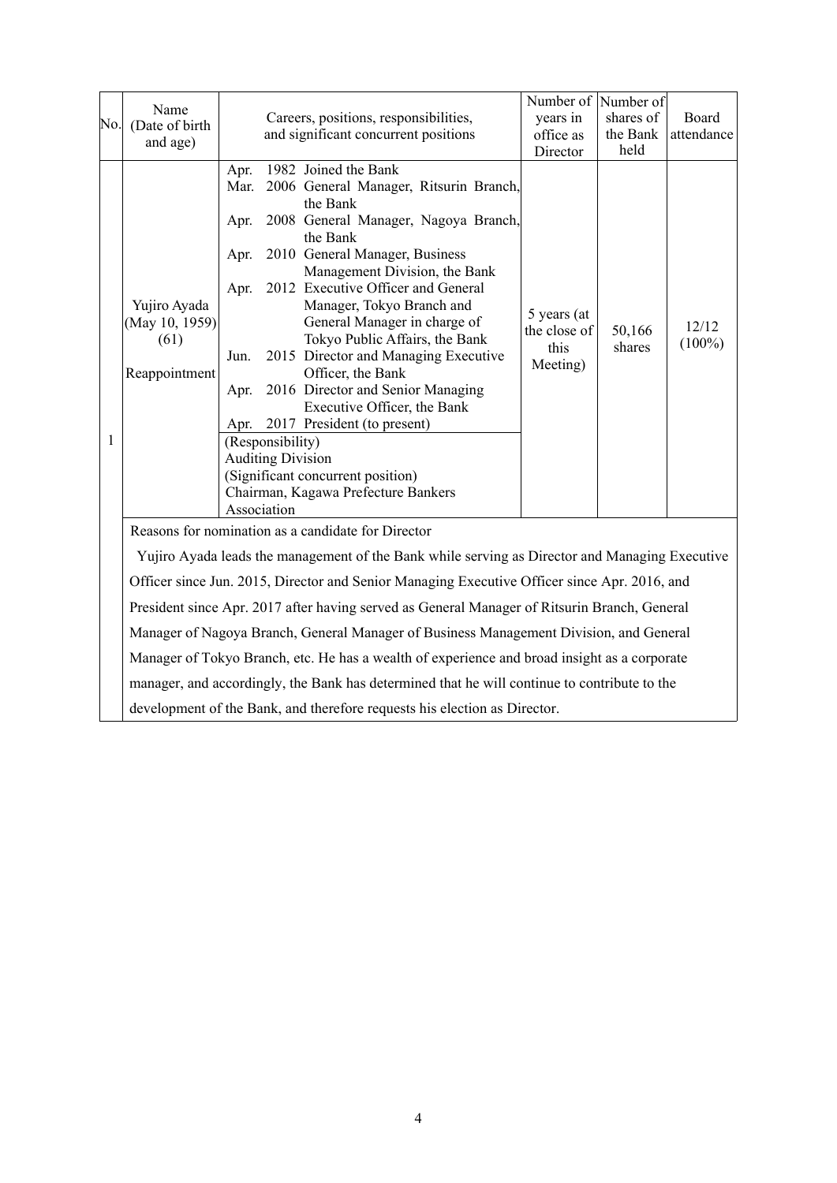| No. | Name (Date of birth and age) | Careers, positions, responsibilities, and significant concurrent positions | Number of years in office as Director | Number of shares of the Bank held | Board attendance |
|---|---|---|---|---|---|
| 1 | Yujiro Ayada (May 10, 1959) (61) Reappointment | Apr. 1982 Joined the Bank<br>Mar. 2006 General Manager, Ritsurin Branch, the Bank<br>Apr. 2008 General Manager, Nagoya Branch, the Bank<br>Apr. 2010 General Manager, Business Management Division, the Bank<br>Apr. 2012 Executive Officer and General Manager, Tokyo Branch and General Manager in charge of Tokyo Public Affairs, the Bank<br>Jun. 2015 Director and Managing Executive Officer, the Bank<br>Apr. 2016 Director and Senior Managing Executive Officer, the Bank<br>Apr. 2017 President (to present)<br>(Responsibility)<br>Auditing Division<br>(Significant concurrent position)<br>Chairman, Kagawa Prefecture Bankers Association | 5 years (at the close of this Meeting) | 50,166 shares | 12/12 (100%) |

Reasons for nomination as a candidate for Director

Yujiro Ayada leads the management of the Bank while serving as Director and Managing Executive Officer since Jun. 2015, Director and Senior Managing Executive Officer since Apr. 2016, and President since Apr. 2017 after having served as General Manager of Ritsurin Branch, General Manager of Nagoya Branch, General Manager of Business Management Division, and General Manager of Tokyo Branch, etc. He has a wealth of experience and broad insight as a corporate manager, and accordingly, the Bank has determined that he will continue to contribute to the development of the Bank, and therefore requests his election as Director.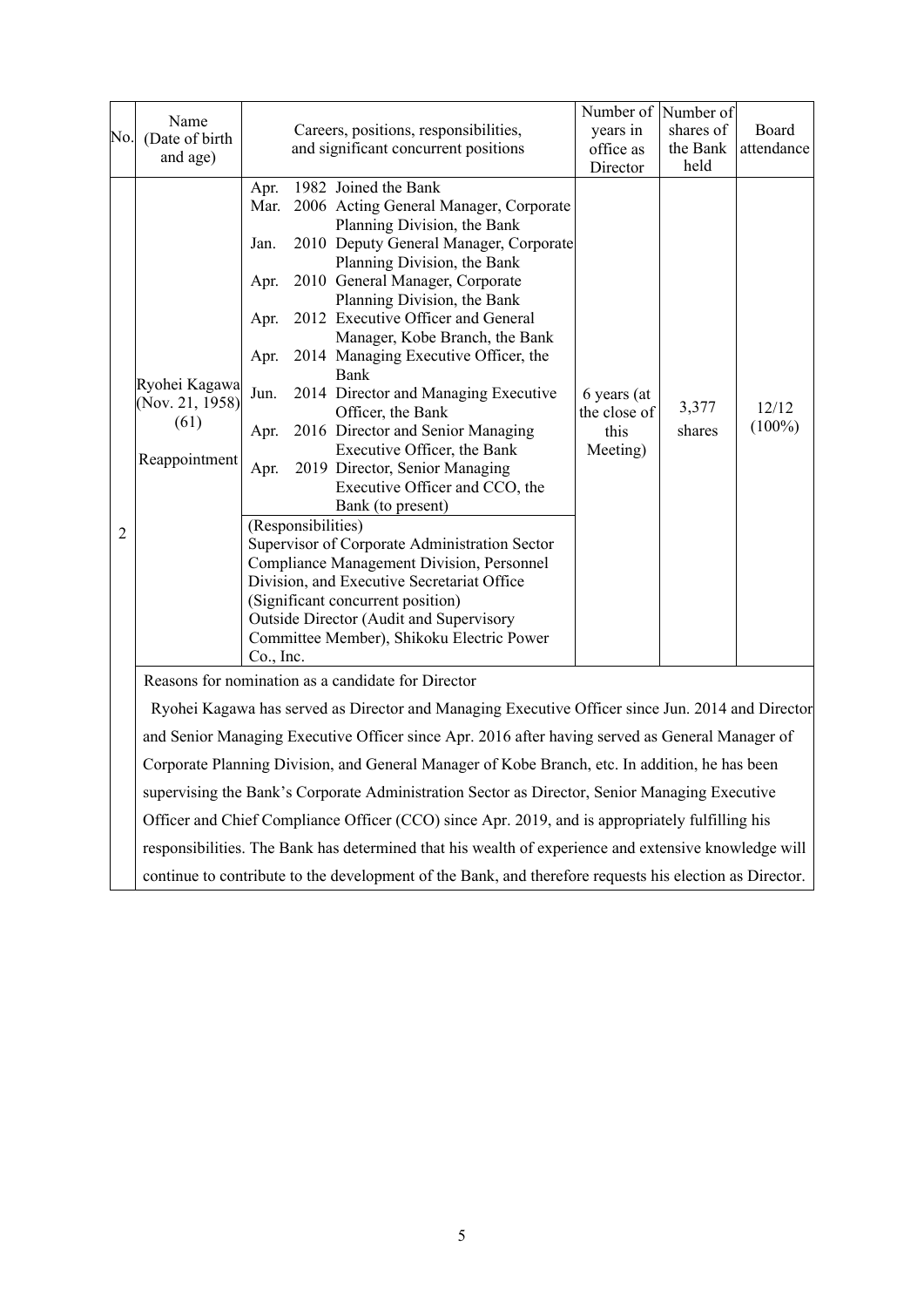| No. | Name (Date of birth and age) | Careers, positions, responsibilities, and significant concurrent positions | Number of years in office as Director | Number of shares of the Bank held | Board attendance |
|---|---|---|---|---|---|
| 2 | Ryohei Kagawa (Nov. 21, 1958) (61)<br><br>Reappointment | Apr. 1982 Joined the Bank<br>Mar. 2006 Acting General Manager, Corporate Planning Division, the Bank<br>Jan. 2010 Deputy General Manager, Corporate Planning Division, the Bank<br>Apr. 2010 General Manager, Corporate Planning Division, the Bank<br>Apr. 2012 Executive Officer and General Manager, Kobe Branch, the Bank<br>Apr. 2014 Managing Executive Officer, the Bank<br>Jun. 2014 Director and Managing Executive Officer, the Bank<br>Apr. 2016 Director and Senior Managing Executive Officer, the Bank<br>Apr. 2019 Director, Senior Managing Executive Officer and CCO, the Bank (to present)<br><br>(Responsibilities)<br>Supervisor of Corporate Administration Sector<br>Compliance Management Division, Personnel Division, and Executive Secretariat Office<br>(Significant concurrent position)<br>Outside Director (Audit and Supervisory Committee Member), Shikoku Electric Power Co., Inc. | 6 years (at the close of this Meeting) | 3,377 shares | 12/12 (100%) |

Reasons for nomination as a candidate for Director

Ryohei Kagawa has served as Director and Managing Executive Officer since Jun. 2014 and Director and Senior Managing Executive Officer since Apr. 2016 after having served as General Manager of Corporate Planning Division, and General Manager of Kobe Branch, etc. In addition, he has been supervising the Bank's Corporate Administration Sector as Director, Senior Managing Executive Officer and Chief Compliance Officer (CCO) since Apr. 2019, and is appropriately fulfilling his responsibilities. The Bank has determined that his wealth of experience and extensive knowledge will continue to contribute to the development of the Bank, and therefore requests his election as Director.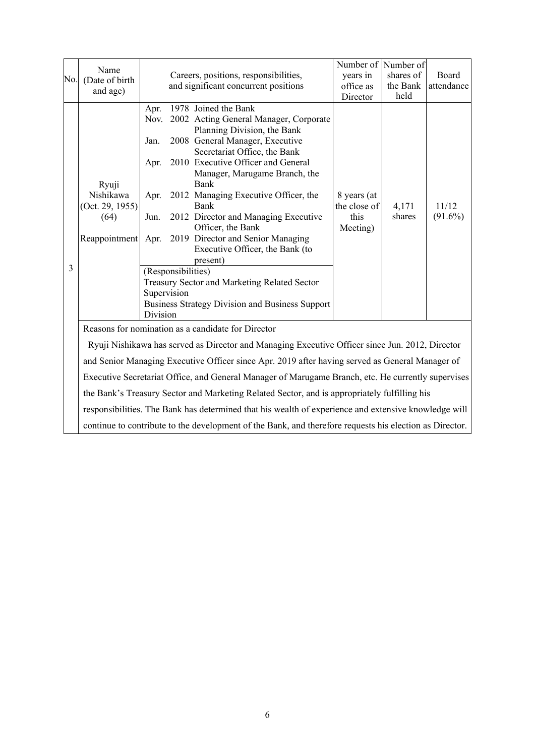| No. | Name (Date of birth and age) | Careers, positions, responsibilities, and significant concurrent positions | Number of years in office as Director | Number of shares of the Bank held | Board attendance |
|---|---|---|---|---|---|
| 3 | Ryuji Nishikawa (Oct. 29, 1955) (64) Reappointment | Apr. 1978 Joined the Bank<br>Nov. 2002 Acting General Manager, Corporate Planning Division, the Bank<br>Jan. 2008 General Manager, Executive Secretariat Office, the Bank<br>Apr. 2010 Executive Officer and General Manager, Marugame Branch, the Bank<br>Apr. 2012 Managing Executive Officer, the Bank<br>Jun. 2012 Director and Managing Executive Officer, the Bank<br>Apr. 2019 Director and Senior Managing Executive Officer, the Bank (to present)<br>(Responsibilities)<br>Treasury Sector and Marketing Related Sector Supervision<br>Business Strategy Division and Business Support Division | 8 years (at the close of this Meeting) | 4,171 shares | 11/12 (91.6%) |
| | Reasons for nomination as a candidate for Director<br>Ryuji Nishikawa has served as Director and Managing Executive Officer since Jun. 2012, Director and Senior Managing Executive Officer since Apr. 2019 after having served as General Manager of Executive Secretariat Office, and General Manager of Marugame Branch, etc. He currently supervises the Bank's Treasury Sector and Marketing Related Sector, and is appropriately fulfilling his responsibilities. The Bank has determined that his wealth of experience and extensive knowledge will continue to contribute to the development of the Bank, and therefore requests his election as Director. | | | | |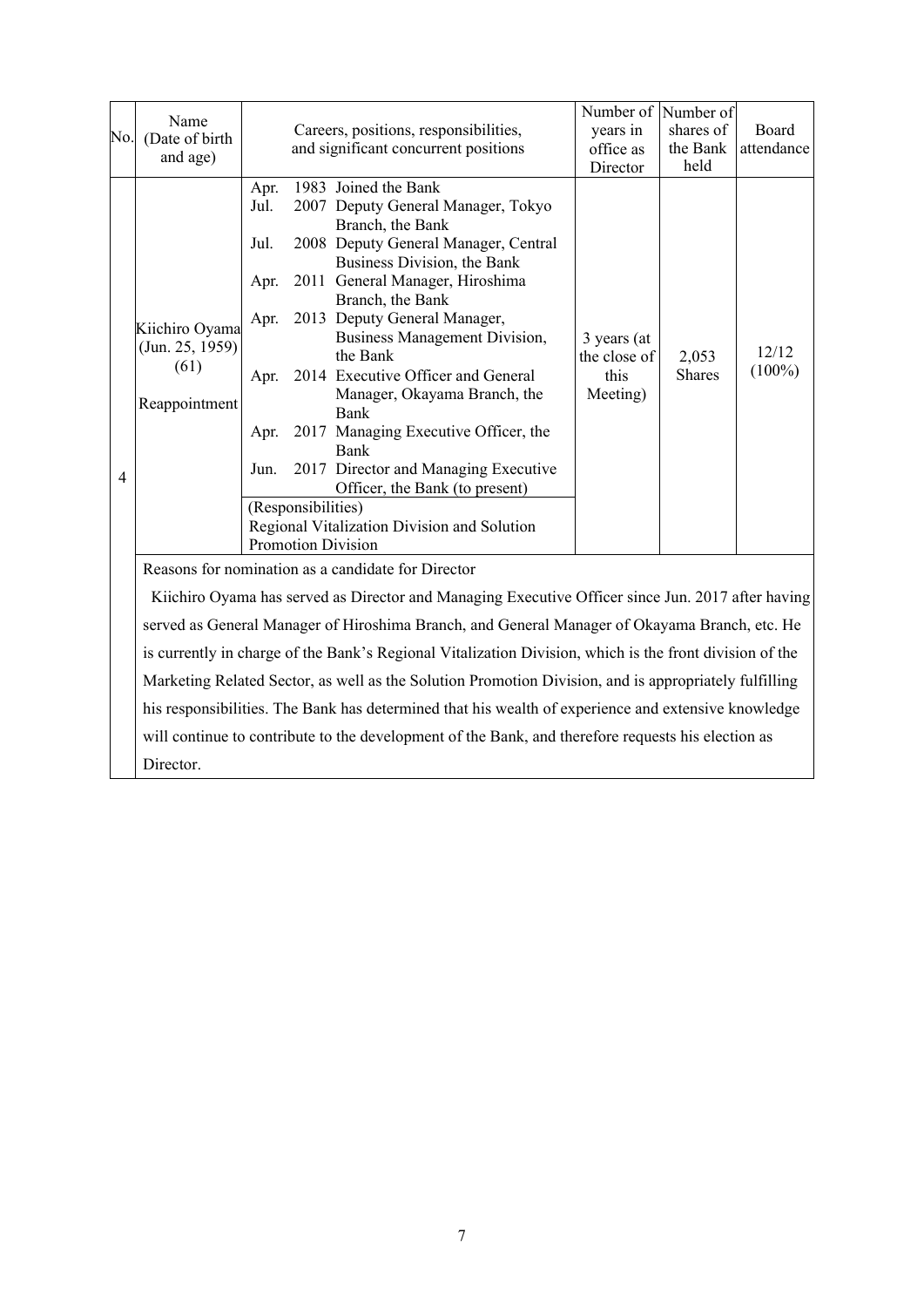| No. | Name (Date of birth and age) | Careers, positions, responsibilities, and significant concurrent positions | Number of years in office as Director | Number of shares of the Bank held | Board attendance |
|---|---|---|---|---|---|
| 4 | Kiichiro Oyama (Jun. 25, 1959) (61) Reappointment | Apr. 1983 Joined the Bank<br>Jul. 2007 Deputy General Manager, Tokyo Branch, the Bank<br>Jul. 2008 Deputy General Manager, Central Business Division, the Bank<br>Apr. 2011 General Manager, Hiroshima Branch, the Bank<br>Apr. 2013 Deputy General Manager, Business Management Division, the Bank<br>Apr. 2014 Executive Officer and General Manager, Okayama Branch, the Bank<br>Apr. 2017 Managing Executive Officer, the Bank<br>Jun. 2017 Director and Managing Executive Officer, the Bank (to present)<br>(Responsibilities)<br>Regional Vitalization Division and Solution Promotion Division | 3 years (at the close of this Meeting) | 2,053 Shares | 12/12 (100%) |

Reasons for nomination as a candidate for Director

Kiichiro Oyama has served as Director and Managing Executive Officer since Jun. 2017 after having served as General Manager of Hiroshima Branch, and General Manager of Okayama Branch, etc. He is currently in charge of the Bank's Regional Vitalization Division, which is the front division of the Marketing Related Sector, as well as the Solution Promotion Division, and is appropriately fulfilling his responsibilities. The Bank has determined that his wealth of experience and extensive knowledge will continue to contribute to the development of the Bank, and therefore requests his election as Director.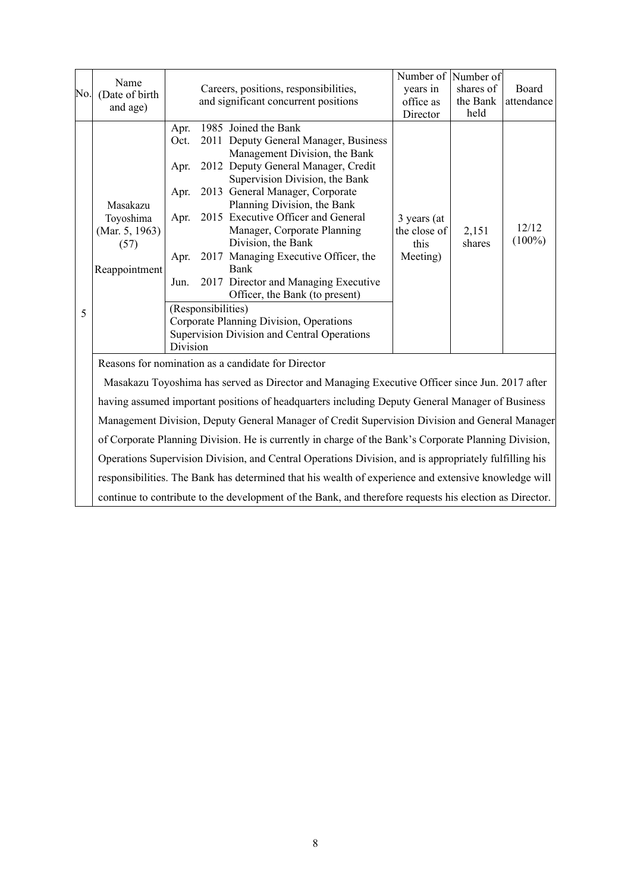| No. | Name (Date of birth and age) | Careers, positions, responsibilities, and significant concurrent positions | Number of years in office as Director | Number of shares of the Bank held | Board attendance |
|---|---|---|---|---|---|
| 5 | Masakazu Toyoshima (Mar. 5, 1963) (57) Reappointment | Apr. 1985 Joined the Bank<br>Oct. 2011 Deputy General Manager, Business Management Division, the Bank<br>Apr. 2012 Deputy General Manager, Credit Supervision Division, the Bank<br>Apr. 2013 General Manager, Corporate Planning Division, the Bank<br>Apr. 2015 Executive Officer and General Manager, Corporate Planning Division, the Bank<br>Apr. 2017 Managing Executive Officer, the Bank<br>Jun. 2017 Director and Managing Executive Officer, the Bank (to present)<br>(Responsibilities)<br>Corporate Planning Division, Operations Supervision Division and Central Operations Division | 3 years (at the close of this Meeting) | 2,151 shares | 12/12 (100%) |

Reasons for nomination as a candidate for Director

Masakazu Toyoshima has served as Director and Managing Executive Officer since Jun. 2017 after having assumed important positions of headquarters including Deputy General Manager of Business Management Division, Deputy General Manager of Credit Supervision Division and General Manager of Corporate Planning Division. He is currently in charge of the Bank's Corporate Planning Division, Operations Supervision Division, and Central Operations Division, and is appropriately fulfilling his responsibilities. The Bank has determined that his wealth of experience and extensive knowledge will continue to contribute to the development of the Bank, and therefore requests his election as Director.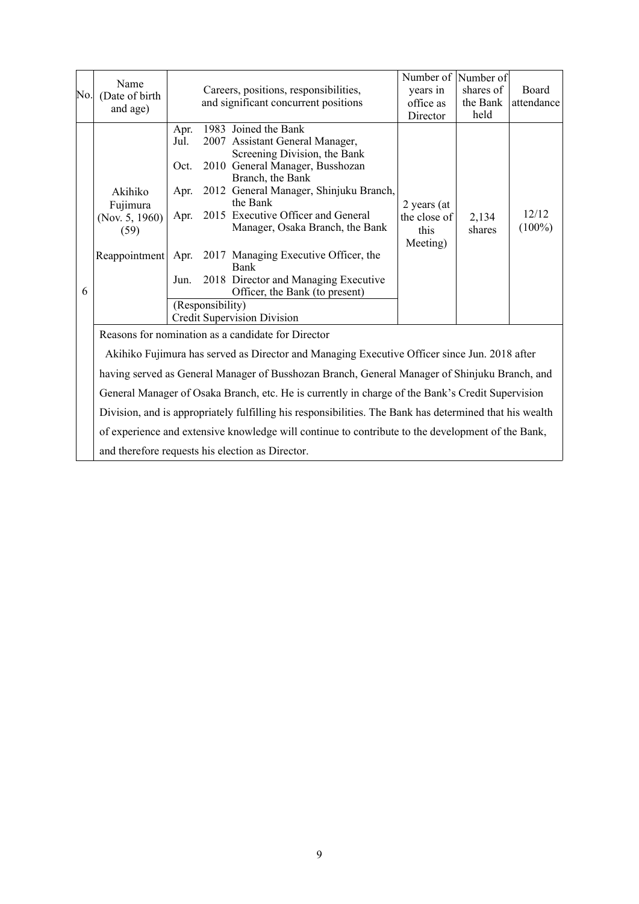| No. | Name (Date of birth and age) | Careers, positions, responsibilities, and significant concurrent positions | Number of years in office as Director | Number of shares of the Bank held | Board attendance |
|---|---|---|---|---|---|
| 6 | Akihiko Fujimura (Nov. 5, 1960) (59)<br><br>Reappointment | Apr. 1983 Joined the Bank<br>Jul. 2007 Assistant General Manager, Screening Division, the Bank<br>Oct. 2010 General Manager, Busshozan Branch, the Bank<br>Apr. 2012 General Manager, Shinjuku Branch, the Bank<br>Apr. 2015 Executive Officer and General Manager, Osaka Branch, the Bank<br>Apr. 2017 Managing Executive Officer, the Bank<br>Jun. 2018 Director and Managing Executive Officer, the Bank (to present)<br>(Responsibility)<br>Credit Supervision Division | 2 years (at the close of this Meeting) | 2,134 shares | 12/12 (100%) |

Reasons for nomination as a candidate for Director

Akihiko Fujimura has served as Director and Managing Executive Officer since Jun. 2018 after having served as General Manager of Busshozan Branch, General Manager of Shinjuku Branch, and General Manager of Osaka Branch, etc. He is currently in charge of the Bank's Credit Supervision Division, and is appropriately fulfilling his responsibilities. The Bank has determined that his wealth of experience and extensive knowledge will continue to contribute to the development of the Bank, and therefore requests his election as Director.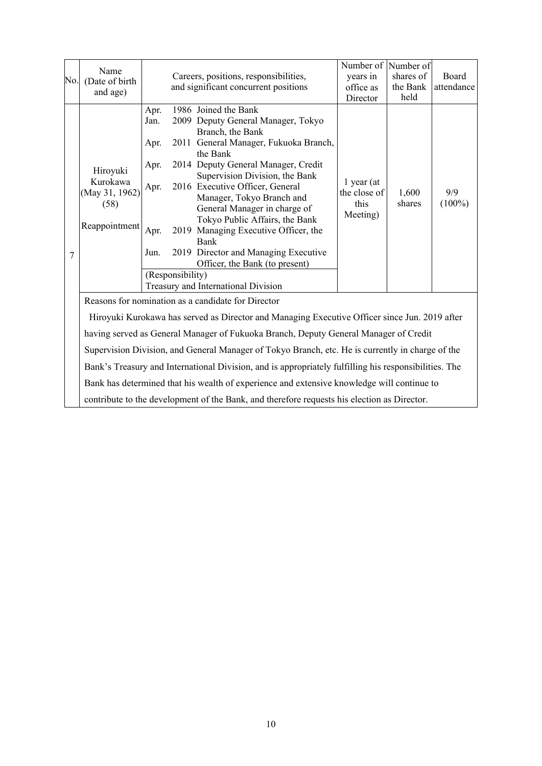| No. | Name (Date of birth and age) | Careers, positions, responsibilities, and significant concurrent positions | Number of years in office as Director | Number of shares of the Bank held | Board attendance |
|---|---|---|---|---|---|
| 7 | Hiroyuki Kurokawa (May 31, 1962) (58) Reappointment | Apr. 1986 Joined the Bank<br>Jan. 2009 Deputy General Manager, Tokyo Branch, the Bank<br>Apr. 2011 General Manager, Fukuoka Branch, the Bank<br>Apr. 2014 Deputy General Manager, Credit Supervision Division, the Bank<br>Apr. 2016 Executive Officer, General Manager, Tokyo Branch and General Manager in charge of Tokyo Public Affairs, the Bank<br>Apr. 2019 Managing Executive Officer, the Bank<br>Jun. 2019 Director and Managing Executive Officer, the Bank (to present)<br>(Responsibility)<br>Treasury and International Division | 1 year (at the close of this Meeting) | 1,600 shares | 9/9 (100%) |
| | Reasons for nomination as a candidate for Director<br>Hiroyuki Kurokawa has served as Director and Managing Executive Officer since Jun. 2019 after having served as General Manager of Fukuoka Branch, Deputy General Manager of Credit Supervision Division, and General Manager of Tokyo Branch, etc. He is currently in charge of the Bank's Treasury and International Division, and is appropriately fulfilling his responsibilities. The Bank has determined that his wealth of experience and extensive knowledge will continue to contribute to the development of the Bank, and therefore requests his election as Director. | | | | |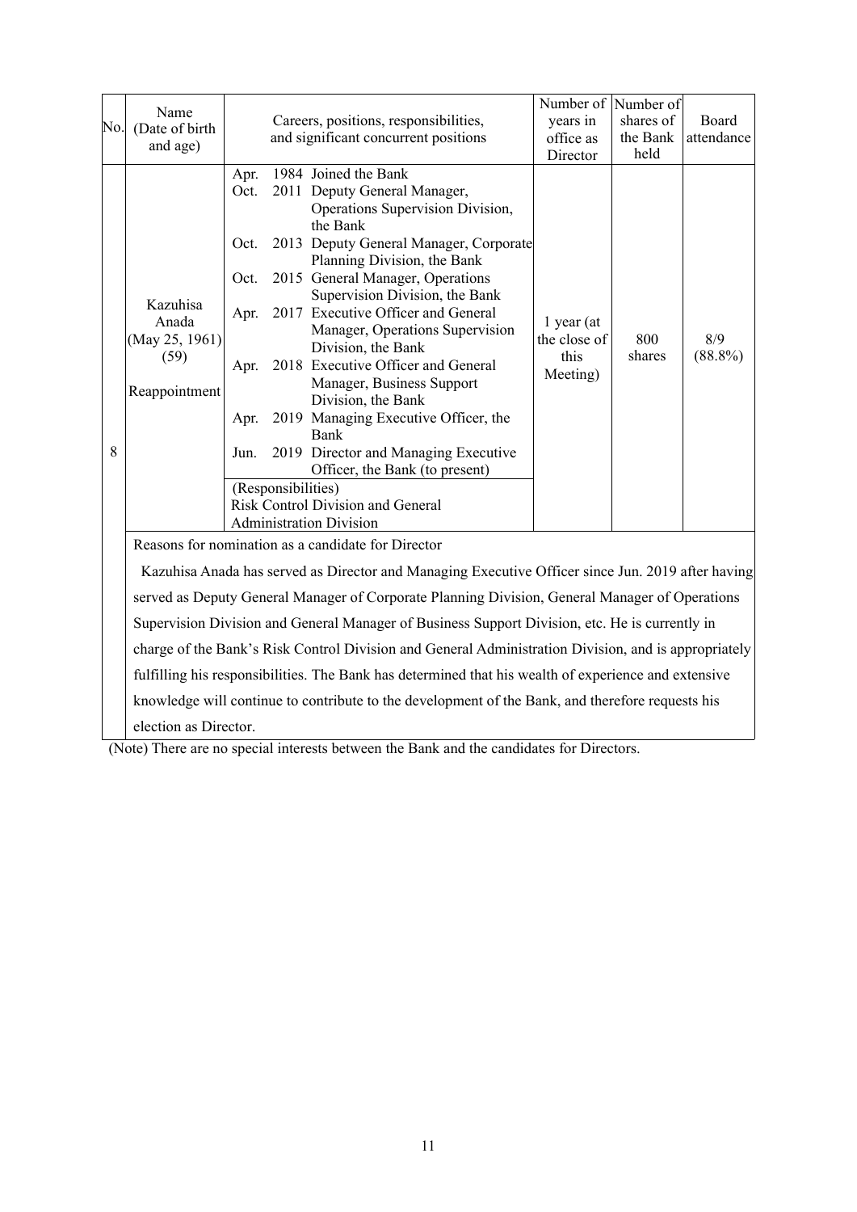| No. | Name (Date of birth and age) | Careers, positions, responsibilities, and significant concurrent positions | Number of years in office as Director | Number of shares of the Bank held | Board attendance |
|---|---|---|---|---|---|
| 8 | Kazuhisa Anada (May 25, 1961) (59) Reappointment | Apr. 1984 Joined the Bank<br>Oct. 2011 Deputy General Manager, Operations Supervision Division, the Bank<br>Oct. 2013 Deputy General Manager, Corporate Planning Division, the Bank<br>Oct. 2015 General Manager, Operations Supervision Division, the Bank<br>Apr. 2017 Executive Officer and General Manager, Operations Supervision Division, the Bank<br>Apr. 2018 Executive Officer and General Manager, Business Support Division, the Bank<br>Apr. 2019 Managing Executive Officer, the Bank<br>Jun. 2019 Director and Managing Executive Officer, the Bank (to present)<br>(Responsibilities)<br>Risk Control Division and General Administration Division | 1 year (at the close of this Meeting) | 800 shares | 8/9 (88.8%) |

Reasons for nomination as a candidate for Director

Kazuhisa Anada has served as Director and Managing Executive Officer since Jun. 2019 after having served as Deputy General Manager of Corporate Planning Division, General Manager of Operations Supervision Division and General Manager of Business Support Division, etc. He is currently in charge of the Bank's Risk Control Division and General Administration Division, and is appropriately fulfilling his responsibilities. The Bank has determined that his wealth of experience and extensive knowledge will continue to contribute to the development of the Bank, and therefore requests his election as Director.

(Note) There are no special interests between the Bank and the candidates for Directors.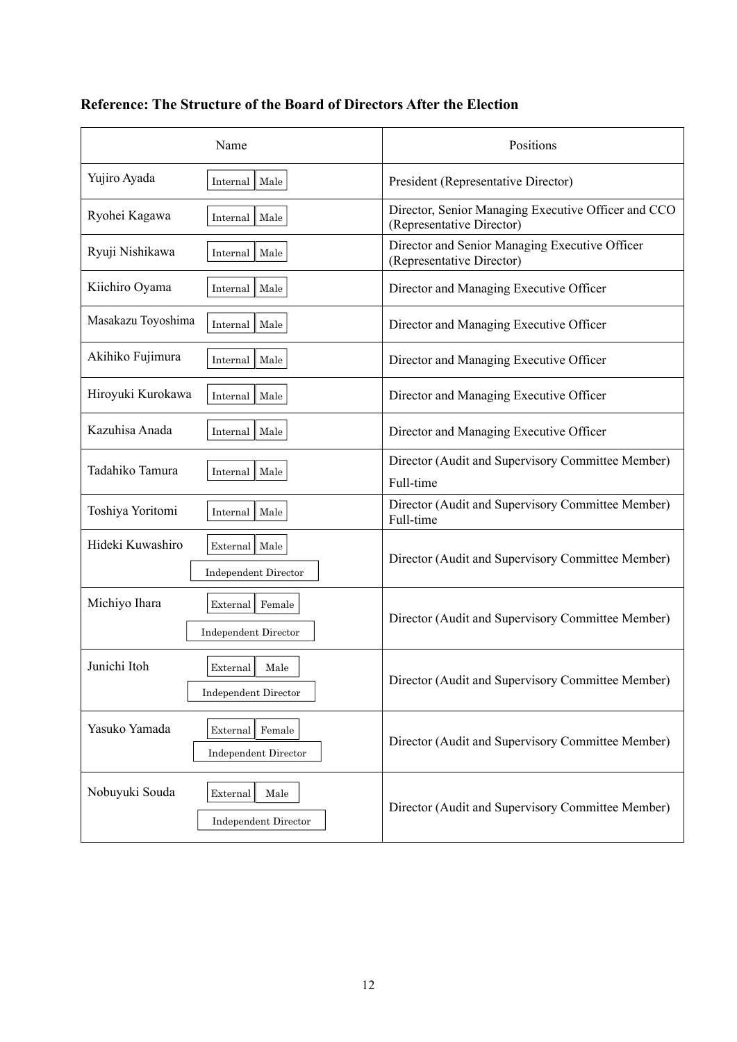**Reference: The Structure of the Board of Directors After the Election**

| Name | Positions |
|---|---|
| Yujiro Ayada Internal Male | President (Representative Director) |
| Ryohei Kagawa Internal Male | Director, Senior Managing Executive Officer and CCO (Representative Director) |
| Ryuji Nishikawa Internal Male | Director and Senior Managing Executive Officer (Representative Director) |
| Kiichiro Oyama Internal Male | Director and Managing Executive Officer |
| Masakazu Toyoshima Internal Male | Director and Managing Executive Officer |
| Akihiko Fujimura Internal Male | Director and Managing Executive Officer |
| Hiroyuki Kurokawa Internal Male | Director and Managing Executive Officer |
| Kazuhisa Anada Internal Male | Director and Managing Executive Officer |
| Tadahiko Tamura Internal Male | Director (Audit and Supervisory Committee Member) Full-time |
| Toshiya Yoritomi Internal Male | Director (Audit and Supervisory Committee Member) Full-time |
| Hideki Kuwashiro External Male Independent Director | Director (Audit and Supervisory Committee Member) |
| Michiyo Ihara External Female Independent Director | Director (Audit and Supervisory Committee Member) |
| Junichi Itoh External Male Independent Director | Director (Audit and Supervisory Committee Member) |
| Yasuko Yamada External Female Independent Director | Director (Audit and Supervisory Committee Member) |
| Nobuyuki Souda External Male Independent Director | Director (Audit and Supervisory Committee Member) |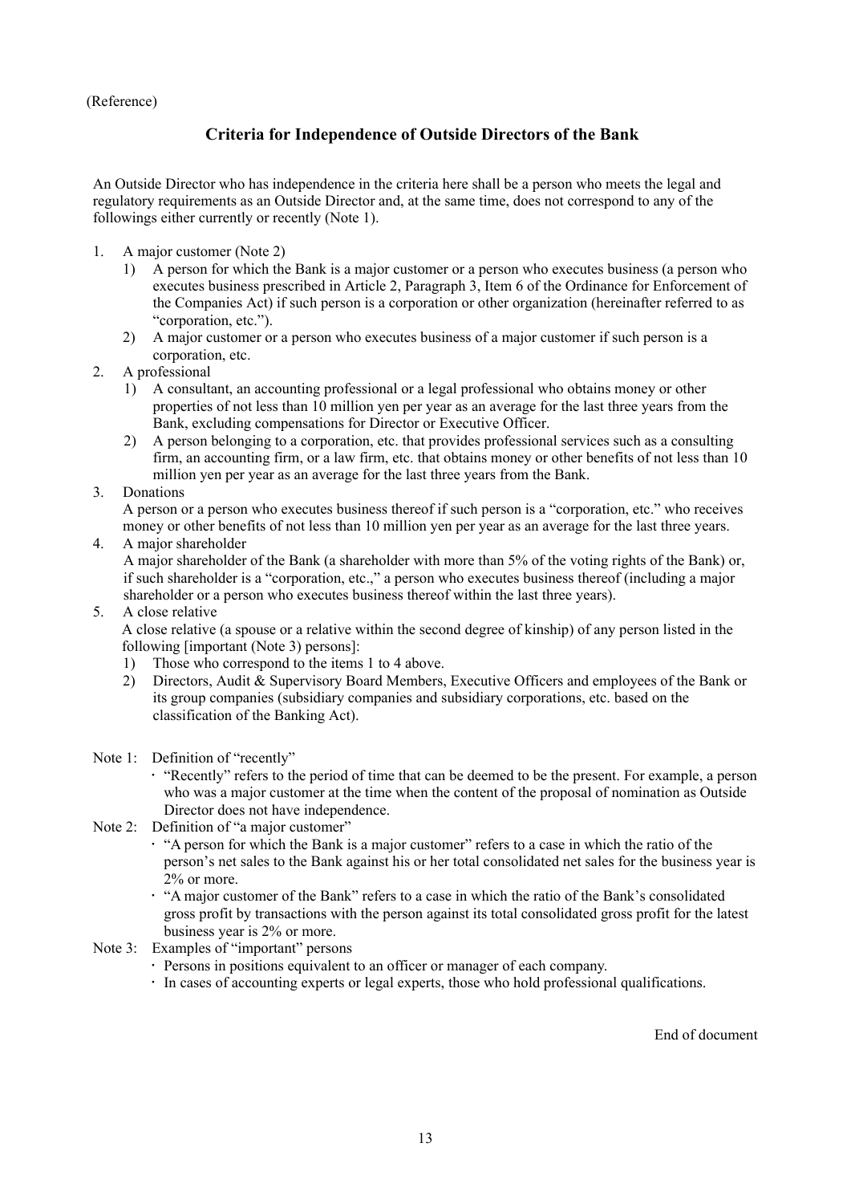(Reference)

## Criteria for Independence of Outside Directors of the Bank

An Outside Director who has independence in the criteria here shall be a person who meets the legal and regulatory requirements as an Outside Director and, at the same time, does not correspond to any of the followings either currently or recently (Note 1).

1. A major customer (Note 2)
   1) A person for which the Bank is a major customer or a person who executes business (a person who executes business prescribed in Article 2, Paragraph 3, Item 6 of the Ordinance for Enforcement of the Companies Act) if such person is a corporation or other organization (hereinafter referred to as "corporation, etc.").
   2) A major customer or a person who executes business of a major customer if such person is a corporation, etc.
2. A professional
   1) A consultant, an accounting professional or a legal professional who obtains money or other properties of not less than 10 million yen per year as an average for the last three years from the Bank, excluding compensations for Director or Executive Officer.
   2) A person belonging to a corporation, etc. that provides professional services such as a consulting firm, an accounting firm, or a law firm, etc. that obtains money or other benefits of not less than 10 million yen per year as an average for the last three years from the Bank.
3. Donations

   A person or a person who executes business thereof if such person is a "corporation, etc." who receives money or other benefits of not less than 10 million yen per year as an average for the last three years.
4. A major shareholder

   A major shareholder of the Bank (a shareholder with more than 5% of the voting rights of the Bank) or, if such shareholder is a "corporation, etc.," a person who executes business thereof (including a major shareholder or a person who executes business thereof within the last three years).
5. A close relative

   A close relative (a spouse or a relative within the second degree of kinship) of any person listed in the following [important (Note 3) persons]:
   1) Those who correspond to the items 1 to 4 above.
   2) Directors, Audit & Supervisory Board Members, Executive Officers and employees of the Bank or its group companies (subsidiary companies and subsidiary corporations, etc. based on the classification of the Banking Act).

Note 1: Definition of "recently"
- "Recently" refers to the period of time that can be deemed to be the present. For example, a person who was a major customer at the time when the content of the proposal of nomination as Outside Director does not have independence.

Note 2: Definition of "a major customer"
- "A person for which the Bank is a major customer" refers to a case in which the ratio of the person's net sales to the Bank against his or her total consolidated net sales for the business year is 2% or more.
- "A major customer of the Bank" refers to a case in which the ratio of the Bank's consolidated gross profit by transactions with the person against its total consolidated gross profit for the latest business year is 2% or more.

Note 3: Examples of "important" persons
- Persons in positions equivalent to an officer or manager of each company.
- In cases of accounting experts or legal experts, those who hold professional qualifications.

End of document